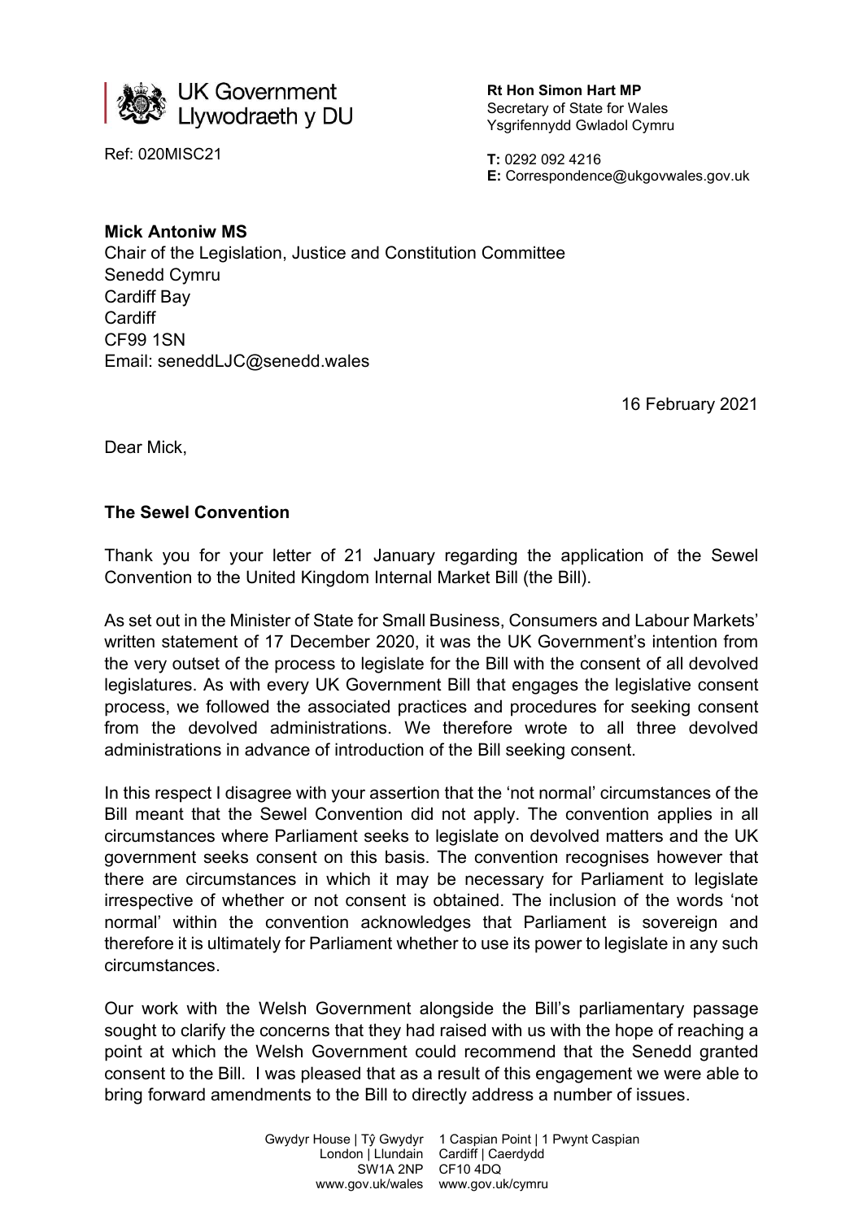UK Government
Llywodraeth y DU

Ref: 020MISC21

**Rt Hon Simon Hart MP**
Secretary of State for Wales
Ysgrifennydd Gwladol Cymru

**T:** 0292 092 4216
**E:** Correspondence@ukgovwales.gov.uk

**Mick Antoniw MS**
Chair of the Legislation, Justice and Constitution Committee
Senedd Cymru
Cardiff Bay
Cardiff
CF99 1SN
Email: seneddLJC@senedd.wales

16 February 2021

Dear Mick,

**The Sewel Convention**

Thank you for your letter of 21 January regarding the application of the Sewel Convention to the United Kingdom Internal Market Bill (the Bill).

As set out in the Minister of State for Small Business, Consumers and Labour Markets' written statement of 17 December 2020, it was the UK Government's intention from the very outset of the process to legislate for the Bill with the consent of all devolved legislatures. As with every UK Government Bill that engages the legislative consent process, we followed the associated practices and procedures for seeking consent from the devolved administrations. We therefore wrote to all three devolved administrations in advance of introduction of the Bill seeking consent.

In this respect I disagree with your assertion that the 'not normal' circumstances of the Bill meant that the Sewel Convention did not apply. The convention applies in all circumstances where Parliament seeks to legislate on devolved matters and the UK government seeks consent on this basis. The convention recognises however that there are circumstances in which it may be necessary for Parliament to legislate irrespective of whether or not consent is obtained. The inclusion of the words 'not normal' within the convention acknowledges that Parliament is sovereign and therefore it is ultimately for Parliament whether to use its power to legislate in any such circumstances.

Our work with the Welsh Government alongside the Bill's parliamentary passage sought to clarify the concerns that they had raised with us with the hope of reaching a point at which the Welsh Government could recommend that the Senedd granted consent to the Bill. I was pleased that as a result of this engagement we were able to bring forward amendments to the Bill to directly address a number of issues.

Gwydyr House | Tŷ Gwydyr
London | Llundain
SW1A 2NP
www.gov.uk/wales

1 Caspian Point | 1 Pwynt Caspian
Cardiff | Caerdydd
CF10 4DQ
www.gov.uk/cymru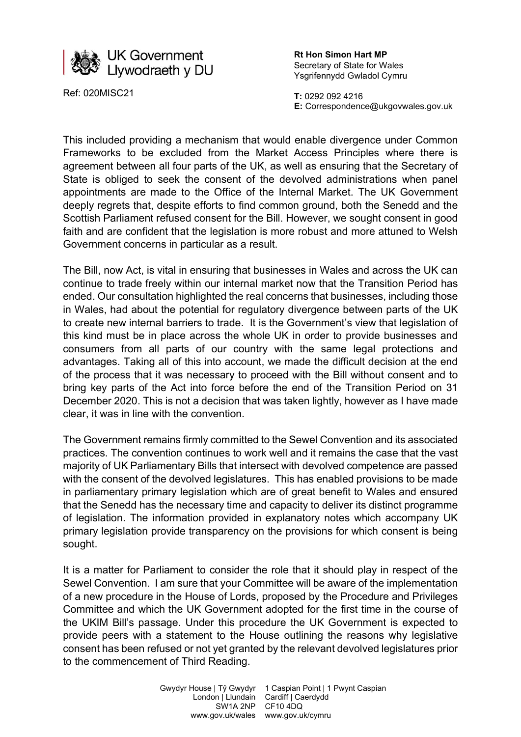This included providing a mechanism that would enable divergence under Common Frameworks to be excluded from the Market Access Principles where there is agreement between all four parts of the UK, as well as ensuring that the Secretary of State is obliged to seek the consent of the devolved administrations when panel appointments are made to the Office of the Internal Market. The UK Government deeply regrets that, despite efforts to find common ground, both the Senedd and the Scottish Parliament refused consent for the Bill. However, we sought consent in good faith and are confident that the legislation is more robust and more attuned to Welsh Government concerns in particular as a result.

The Bill, now Act, is vital in ensuring that businesses in Wales and across the UK can continue to trade freely within our internal market now that the Transition Period has ended. Our consultation highlighted the real concerns that businesses, including those in Wales, had about the potential for regulatory divergence between parts of the UK to create new internal barriers to trade. It is the Government's view that legislation of this kind must be in place across the whole UK in order to provide businesses and consumers from all parts of our country with the same legal protections and advantages. Taking all of this into account, we made the difficult decision at the end of the process that it was necessary to proceed with the Bill without consent and to bring key parts of the Act into force before the end of the Transition Period on 31 December 2020. This is not a decision that was taken lightly, however as I have made clear, it was in line with the convention.

The Government remains firmly committed to the Sewel Convention and its associated practices. The convention continues to work well and it remains the case that the vast majority of UK Parliamentary Bills that intersect with devolved competence are passed with the consent of the devolved legislatures. This has enabled provisions to be made in parliamentary primary legislation which are of great benefit to Wales and ensured that the Senedd has the necessary time and capacity to deliver its distinct programme of legislation. The information provided in explanatory notes which accompany UK primary legislation provide transparency on the provisions for which consent is being sought.

It is a matter for Parliament to consider the role that it should play in respect of the Sewel Convention. I am sure that your Committee will be aware of the implementation of a new procedure in the House of Lords, proposed by the Procedure and Privileges Committee and which the UK Government adopted for the first time in the course of the UKIM Bill's passage. Under this procedure the UK Government is expected to provide peers with a statement to the House outlining the reasons why legislative consent has been refused or not yet granted by the relevant devolved legislatures prior to the commencement of Third Reading.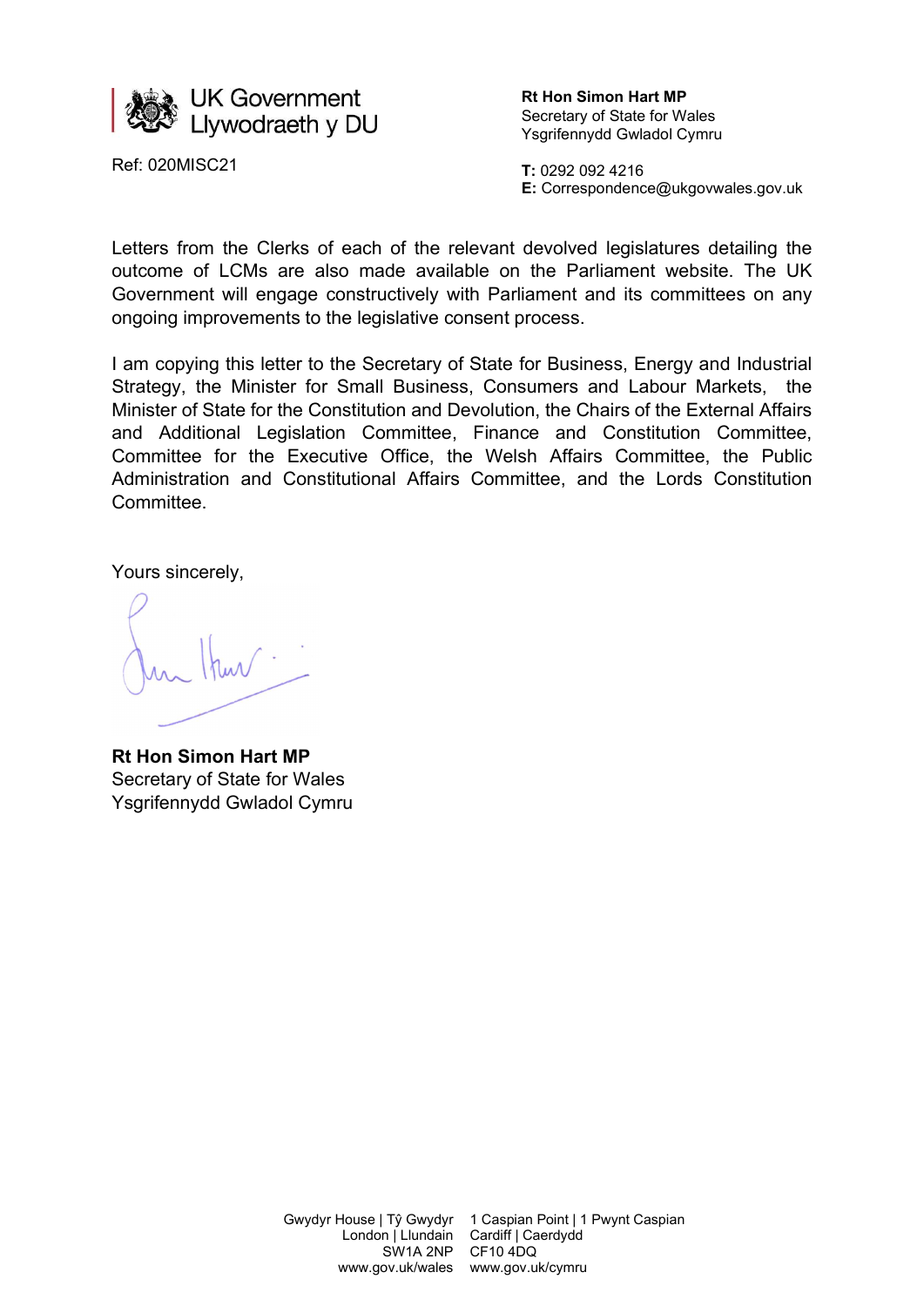UK Government
Llywodraeth y DU

Ref: 020MISC21

**Rt Hon Simon Hart MP**
Secretary of State for Wales
Ysgrifennydd Gwladol Cymru

**T:** 0292 092 4216
**E:** Correspondence@ukgovwales.gov.uk

Letters from the Clerks of each of the relevant devolved legislatures detailing the outcome of LCMs are also made available on the Parliament website. The UK Government will engage constructively with Parliament and its committees on any ongoing improvements to the legislative consent process.

I am copying this letter to the Secretary of State for Business, Energy and Industrial Strategy, the Minister for Small Business, Consumers and Labour Markets, the Minister of State for the Constitution and Devolution, the Chairs of the External Affairs and Additional Legislation Committee, Finance and Constitution Committee, Committee for the Executive Office, the Welsh Affairs Committee, the Public Administration and Constitutional Affairs Committee, and the Lords Constitution Committee.

Yours sincerely,

**Rt Hon Simon Hart MP**
Secretary of State for Wales
Ysgrifennydd Gwladol Cymru

Gwydyr House | Tŷ Gwydyr
London | Llundain
SW1A 2NP
www.gov.uk/wales

1 Caspian Point | 1 Pwynt Caspian
Cardiff | Caerdydd
CF10 4DQ
www.gov.uk/cymru